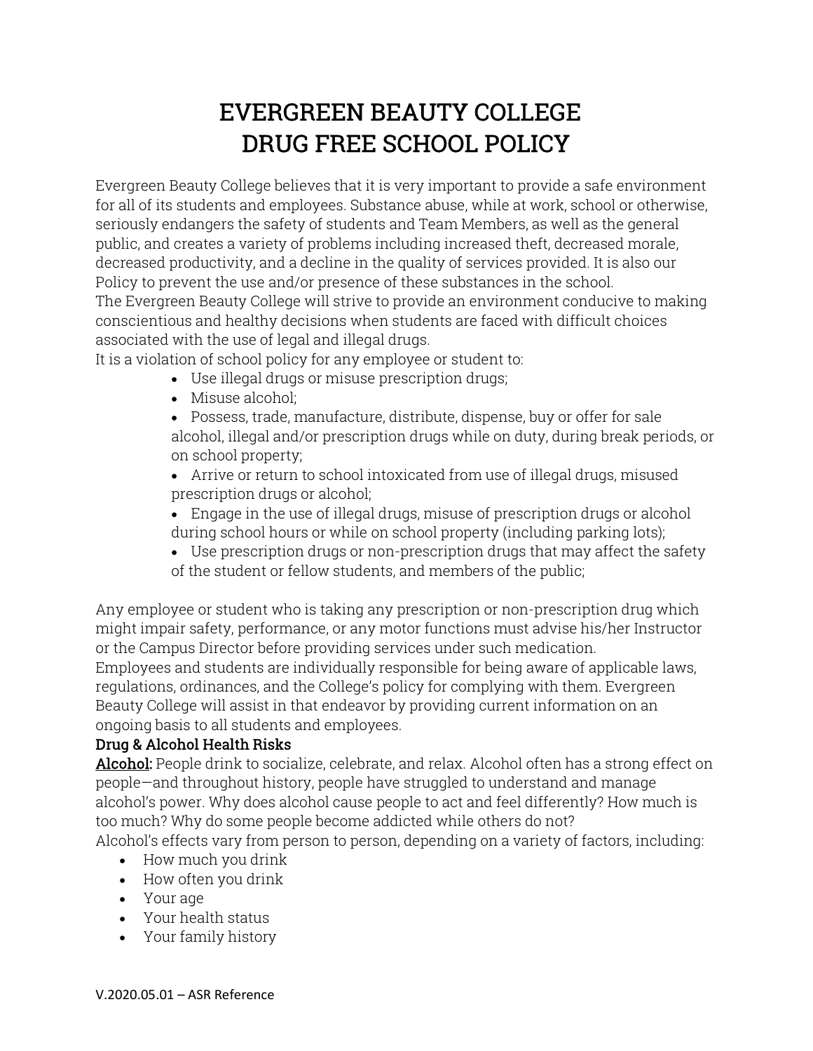# EVERGREEN BEAUTY COLLEGE
# DRUG FREE SCHOOL POLICY

Evergreen Beauty College believes that it is very important to provide a safe environment for all of its students and employees. Substance abuse, while at work, school or otherwise, seriously endangers the safety of students and Team Members, as well as the general public, and creates a variety of problems including increased theft, decreased morale, decreased productivity, and a decline in the quality of services provided. It is also our Policy to prevent the use and/or presence of these substances in the school.

The Evergreen Beauty College will strive to provide an environment conducive to making conscientious and healthy decisions when students are faced with difficult choices associated with the use of legal and illegal drugs.

It is a violation of school policy for any employee or student to:

- Use illegal drugs or misuse prescription drugs;
- Misuse alcohol;
- Possess, trade, manufacture, distribute, dispense, buy or offer for sale alcohol, illegal and/or prescription drugs while on duty, during break periods, or on school property;
- Arrive or return to school intoxicated from use of illegal drugs, misused prescription drugs or alcohol;
- Engage in the use of illegal drugs, misuse of prescription drugs or alcohol during school hours or while on school property (including parking lots);
- Use prescription drugs or non-prescription drugs that may affect the safety of the student or fellow students, and members of the public;

Any employee or student who is taking any prescription or non-prescription drug which might impair safety, performance, or any motor functions must advise his/her Instructor or the Campus Director before providing services under such medication.

Employees and students are individually responsible for being aware of applicable laws, regulations, ordinances, and the College's policy for complying with them. Evergreen Beauty College will assist in that endeavor by providing current information on an ongoing basis to all students and employees.

**Drug & Alcohol Health Risks**

**Alcohol:** People drink to socialize, celebrate, and relax. Alcohol often has a strong effect on people—and throughout history, people have struggled to understand and manage alcohol's power. Why does alcohol cause people to act and feel differently? How much is too much? Why do some people become addicted while others do not?

Alcohol's effects vary from person to person, depending on a variety of factors, including:

- How much you drink
- How often you drink
- Your age
- Your health status
- Your family history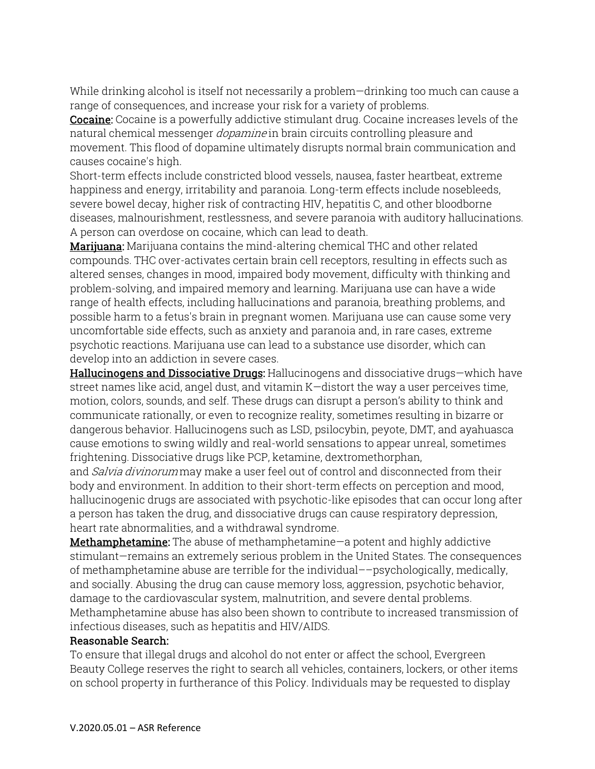While drinking alcohol is itself not necessarily a problem—drinking too much can cause a range of consequences, and increase your risk for a variety of problems.

**Cocaine:** Cocaine is a powerfully addictive stimulant drug. Cocaine increases levels of the natural chemical messenger *dopamine* in brain circuits controlling pleasure and movement. This flood of dopamine ultimately disrupts normal brain communication and causes cocaine's high.

Short-term effects include constricted blood vessels, nausea, faster heartbeat, extreme happiness and energy, irritability and paranoia. Long-term effects include nosebleeds, severe bowel decay, higher risk of contracting HIV, hepatitis C, and other bloodborne diseases, malnourishment, restlessness, and severe paranoia with auditory hallucinations. A person can overdose on cocaine, which can lead to death.

**Marijuana:** Marijuana contains the mind-altering chemical THC and other related compounds. THC over-activates certain brain cell receptors, resulting in effects such as altered senses, changes in mood, impaired body movement, difficulty with thinking and problem-solving, and impaired memory and learning. Marijuana use can have a wide range of health effects, including hallucinations and paranoia, breathing problems, and possible harm to a fetus's brain in pregnant women. Marijuana use can cause some very uncomfortable side effects, such as anxiety and paranoia and, in rare cases, extreme psychotic reactions. Marijuana use can lead to a substance use disorder, which can develop into an addiction in severe cases.

**Hallucinogens and Dissociative Drugs:** Hallucinogens and dissociative drugs—which have street names like acid, angel dust, and vitamin K—distort the way a user perceives time, motion, colors, sounds, and self. These drugs can disrupt a person's ability to think and communicate rationally, or even to recognize reality, sometimes resulting in bizarre or dangerous behavior. Hallucinogens such as LSD, psilocybin, peyote, DMT, and ayahuasca cause emotions to swing wildly and real-world sensations to appear unreal, sometimes frightening. Dissociative drugs like PCP, ketamine, dextromethorphan, and *Salvia divinorum* may make a user feel out of control and disconnected from their body and environment. In addition to their short-term effects on perception and mood, hallucinogenic drugs are associated with psychotic-like episodes that can occur long after a person has taken the drug, and dissociative drugs can cause respiratory depression, heart rate abnormalities, and a withdrawal syndrome.

**Methamphetamine:** The abuse of methamphetamine—a potent and highly addictive stimulant—remains an extremely serious problem in the United States. The consequences of methamphetamine abuse are terrible for the individual––psychologically, medically, and socially. Abusing the drug can cause memory loss, aggression, psychotic behavior, damage to the cardiovascular system, malnutrition, and severe dental problems. Methamphetamine abuse has also been shown to contribute to increased transmission of infectious diseases, such as hepatitis and HIV/AIDS.

**Reasonable Search:**

To ensure that illegal drugs and alcohol do not enter or affect the school, Evergreen Beauty College reserves the right to search all vehicles, containers, lockers, or other items on school property in furtherance of this Policy. Individuals may be requested to display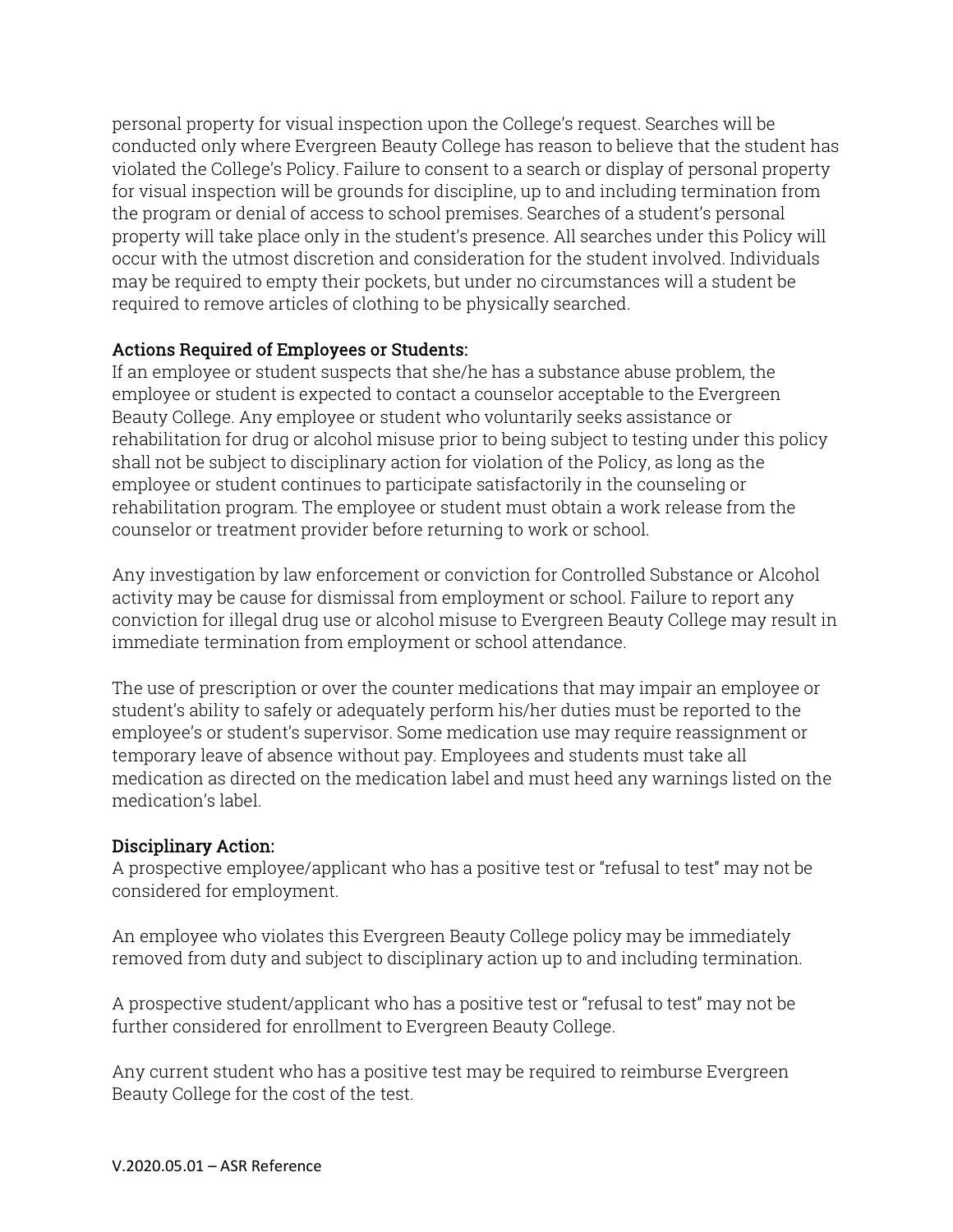personal property for visual inspection upon the College's request. Searches will be conducted only where Evergreen Beauty College has reason to believe that the student has violated the College's Policy. Failure to consent to a search or display of personal property for visual inspection will be grounds for discipline, up to and including termination from the program or denial of access to school premises. Searches of a student's personal property will take place only in the student's presence. All searches under this Policy will occur with the utmost discretion and consideration for the student involved. Individuals may be required to empty their pockets, but under no circumstances will a student be required to remove articles of clothing to be physically searched.

**Actions Required of Employees or Students:**
If an employee or student suspects that she/he has a substance abuse problem, the employee or student is expected to contact a counselor acceptable to the Evergreen Beauty College. Any employee or student who voluntarily seeks assistance or rehabilitation for drug or alcohol misuse prior to being subject to testing under this policy shall not be subject to disciplinary action for violation of the Policy, as long as the employee or student continues to participate satisfactorily in the counseling or rehabilitation program. The employee or student must obtain a work release from the counselor or treatment provider before returning to work or school.

Any investigation by law enforcement or conviction for Controlled Substance or Alcohol activity may be cause for dismissal from employment or school. Failure to report any conviction for illegal drug use or alcohol misuse to Evergreen Beauty College may result in immediate termination from employment or school attendance.

The use of prescription or over the counter medications that may impair an employee or student's ability to safely or adequately perform his/her duties must be reported to the employee's or student's supervisor. Some medication use may require reassignment or temporary leave of absence without pay. Employees and students must take all medication as directed on the medication label and must heed any warnings listed on the medication's label.

**Disciplinary Action:**
A prospective employee/applicant who has a positive test or "refusal to test" may not be considered for employment.

An employee who violates this Evergreen Beauty College policy may be immediately removed from duty and subject to disciplinary action up to and including termination.

A prospective student/applicant who has a positive test or "refusal to test" may not be further considered for enrollment to Evergreen Beauty College.

Any current student who has a positive test may be required to reimburse Evergreen Beauty College for the cost of the test.

V.2020.05.01 – ASR Reference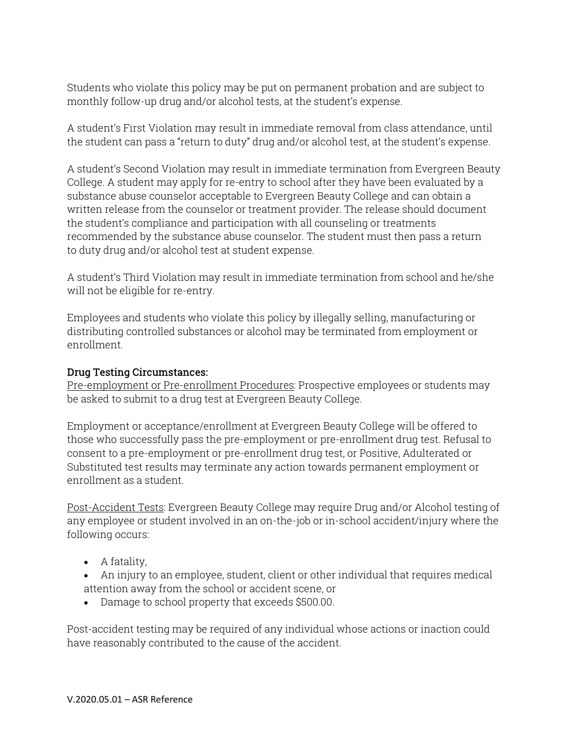Students who violate this policy may be put on permanent probation and are subject to monthly follow-up drug and/or alcohol tests, at the student's expense.

A student's First Violation may result in immediate removal from class attendance, until the student can pass a "return to duty" drug and/or alcohol test, at the student's expense.

A student's Second Violation may result in immediate termination from Evergreen Beauty College. A student may apply for re-entry to school after they have been evaluated by a substance abuse counselor acceptable to Evergreen Beauty College and can obtain a written release from the counselor or treatment provider. The release should document the student's compliance and participation with all counseling or treatments recommended by the substance abuse counselor. The student must then pass a return to duty drug and/or alcohol test at student expense.

A student's Third Violation may result in immediate termination from school and he/she will not be eligible for re-entry.

Employees and students who violate this policy by illegally selling, manufacturing or distributing controlled substances or alcohol may be terminated from employment or enrollment.

**Drug Testing Circumstances:**

Pre-employment or Pre-enrollment Procedures: Prospective employees or students may be asked to submit to a drug test at Evergreen Beauty College.

Employment or acceptance/enrollment at Evergreen Beauty College will be offered to those who successfully pass the pre-employment or pre-enrollment drug test. Refusal to consent to a pre-employment or pre-enrollment drug test, or Positive, Adulterated or Substituted test results may terminate any action towards permanent employment or enrollment as a student.

Post-Accident Tests: Evergreen Beauty College may require Drug and/or Alcohol testing of any employee or student involved in an on-the-job or in-school accident/injury where the following occurs:

- A fatality,
- An injury to an employee, student, client or other individual that requires medical attention away from the school or accident scene, or
- Damage to school property that exceeds $500.00.

Post-accident testing may be required of any individual whose actions or inaction could have reasonably contributed to the cause of the accident.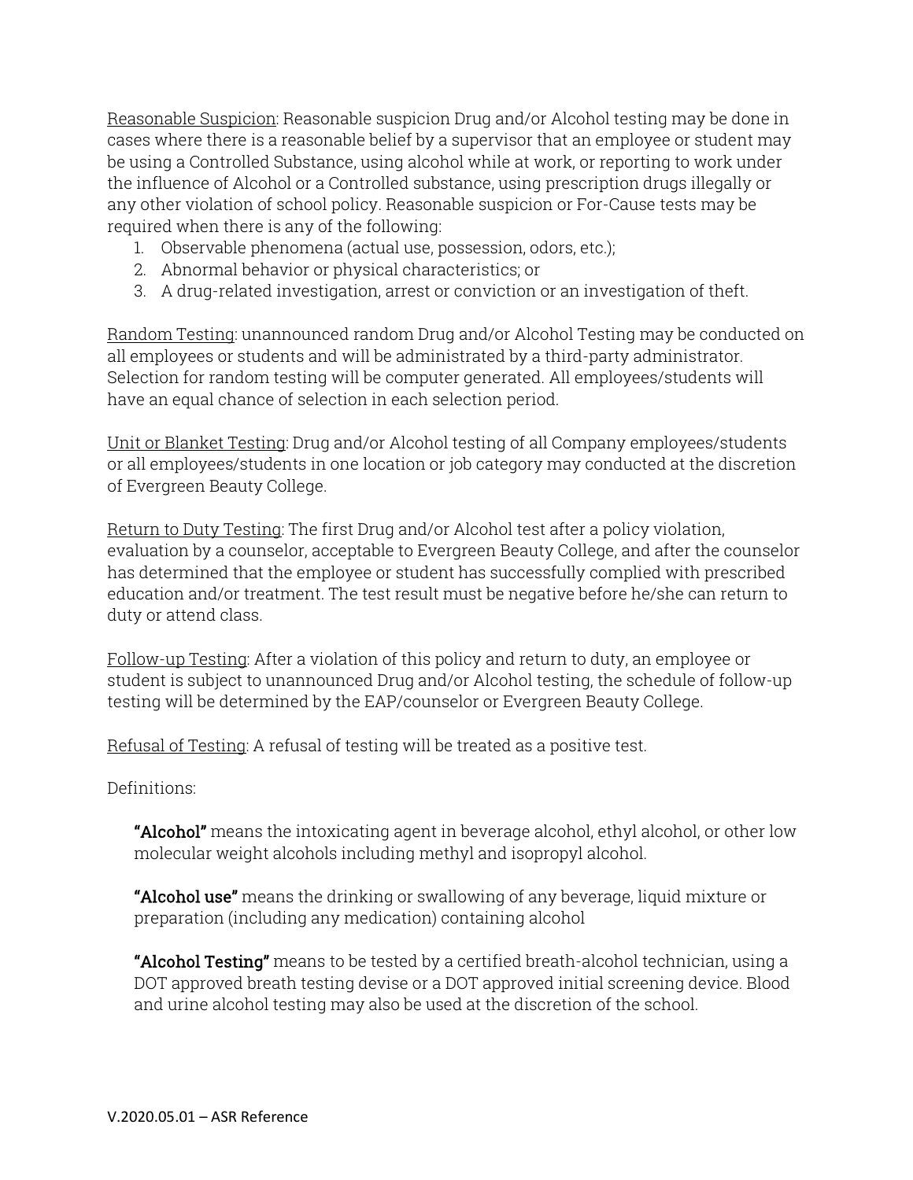Reasonable Suspicion: Reasonable suspicion Drug and/or Alcohol testing may be done in cases where there is a reasonable belief by a supervisor that an employee or student may be using a Controlled Substance, using alcohol while at work, or reporting to work under the influence of Alcohol or a Controlled substance, using prescription drugs illegally or any other violation of school policy. Reasonable suspicion or For-Cause tests may be required when there is any of the following:

1. Observable phenomena (actual use, possession, odors, etc.);
2. Abnormal behavior or physical characteristics; or
3. A drug-related investigation, arrest or conviction or an investigation of theft.

Random Testing: unannounced random Drug and/or Alcohol Testing may be conducted on all employees or students and will be administrated by a third-party administrator. Selection for random testing will be computer generated. All employees/students will have an equal chance of selection in each selection period.

Unit or Blanket Testing: Drug and/or Alcohol testing of all Company employees/students or all employees/students in one location or job category may conducted at the discretion of Evergreen Beauty College.

Return to Duty Testing: The first Drug and/or Alcohol test after a policy violation, evaluation by a counselor, acceptable to Evergreen Beauty College, and after the counselor has determined that the employee or student has successfully complied with prescribed education and/or treatment. The test result must be negative before he/she can return to duty or attend class.

Follow-up Testing: After a violation of this policy and return to duty, an employee or student is subject to unannounced Drug and/or Alcohol testing, the schedule of follow-up testing will be determined by the EAP/counselor or Evergreen Beauty College.

Refusal of Testing: A refusal of testing will be treated as a positive test.

Definitions:

**"Alcohol"** means the intoxicating agent in beverage alcohol, ethyl alcohol, or other low molecular weight alcohols including methyl and isopropyl alcohol.

**"Alcohol use"** means the drinking or swallowing of any beverage, liquid mixture or preparation (including any medication) containing alcohol

**"Alcohol Testing"** means to be tested by a certified breath-alcohol technician, using a DOT approved breath testing devise or a DOT approved initial screening device. Blood and urine alcohol testing may also be used at the discretion of the school.

V.2020.05.01 – ASR Reference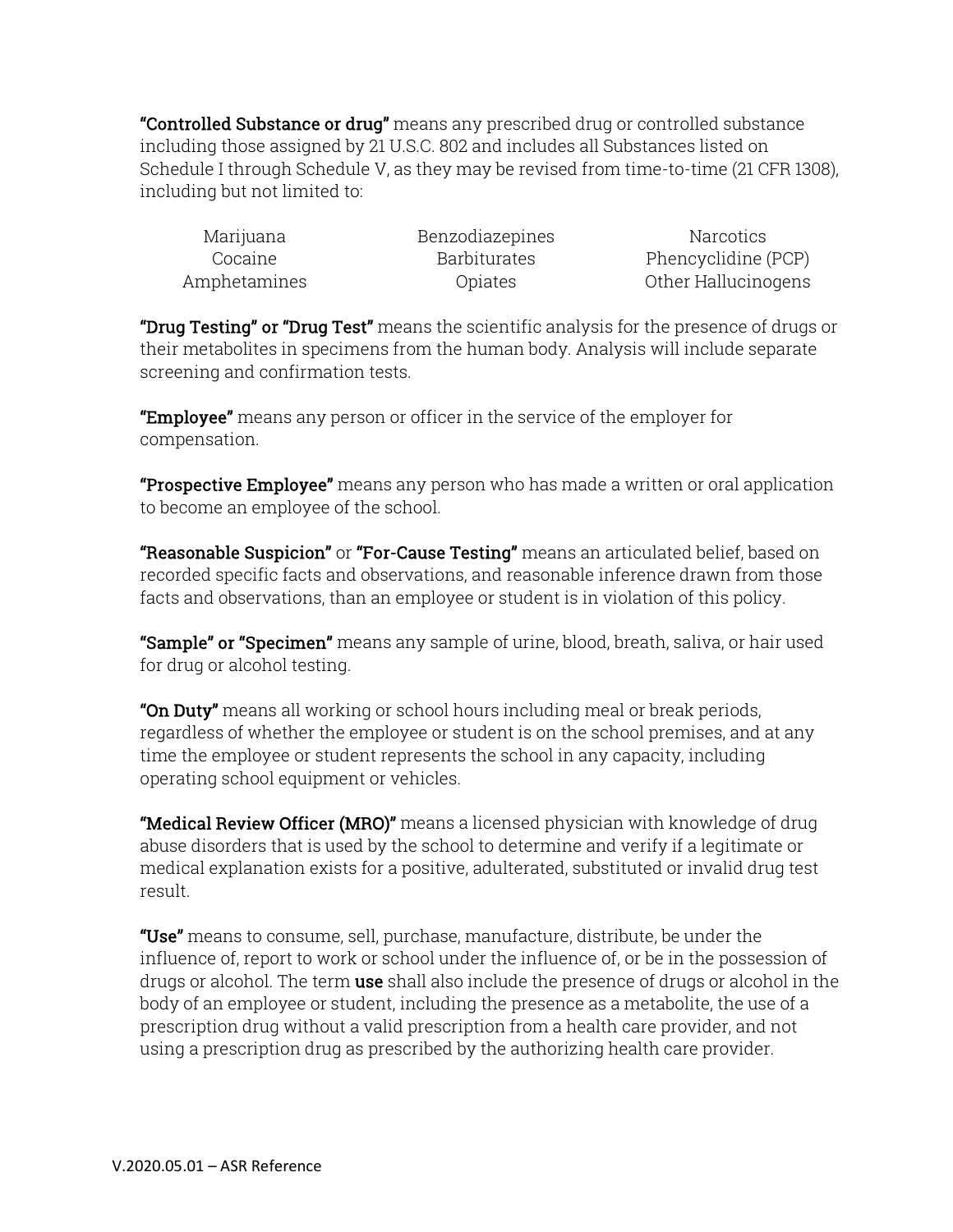**"Controlled Substance or drug"** means any prescribed drug or controlled substance including those assigned by 21 U.S.C. 802 and includes all Substances listed on Schedule I through Schedule V, as they may be revised from time-to-time (21 CFR 1308), including but not limited to:

| | | |
|---|---|---|
| Marijuana | Benzodiazepines | Narcotics |
| Cocaine | Barbiturates | Phencyclidine (PCP) |
| Amphetamines | Opiates | Other Hallucinogens |

**"Drug Testing" or "Drug Test"** means the scientific analysis for the presence of drugs or their metabolites in specimens from the human body. Analysis will include separate screening and confirmation tests.

**"Employee"** means any person or officer in the service of the employer for compensation.

**"Prospective Employee"** means any person who has made a written or oral application to become an employee of the school.

**"Reasonable Suspicion"** or **"For-Cause Testing"** means an articulated belief, based on recorded specific facts and observations, and reasonable inference drawn from those facts and observations, than an employee or student is in violation of this policy.

**"Sample" or "Specimen"** means any sample of urine, blood, breath, saliva, or hair used for drug or alcohol testing.

**"On Duty"** means all working or school hours including meal or break periods, regardless of whether the employee or student is on the school premises, and at any time the employee or student represents the school in any capacity, including operating school equipment or vehicles.

**"Medical Review Officer (MRO)"** means a licensed physician with knowledge of drug abuse disorders that is used by the school to determine and verify if a legitimate or medical explanation exists for a positive, adulterated, substituted or invalid drug test result.

**"Use"** means to consume, sell, purchase, manufacture, distribute, be under the influence of, report to work or school under the influence of, or be in the possession of drugs or alcohol. The term **use** shall also include the presence of drugs or alcohol in the body of an employee or student, including the presence as a metabolite, the use of a prescription drug without a valid prescription from a health care provider, and not using a prescription drug as prescribed by the authorizing health care provider.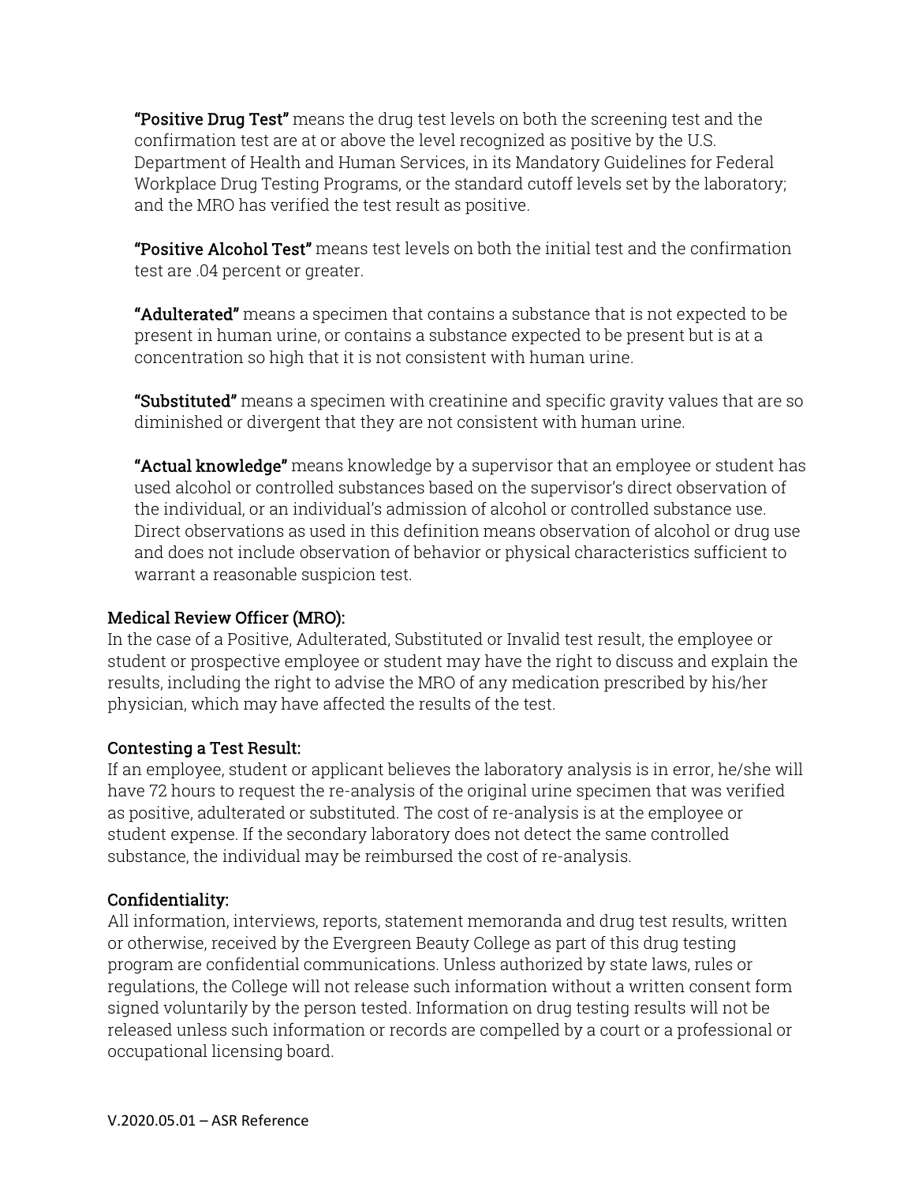**"Positive Drug Test"** means the drug test levels on both the screening test and the confirmation test are at or above the level recognized as positive by the U.S. Department of Health and Human Services, in its Mandatory Guidelines for Federal Workplace Drug Testing Programs, or the standard cutoff levels set by the laboratory; and the MRO has verified the test result as positive.

**"Positive Alcohol Test"** means test levels on both the initial test and the confirmation test are .04 percent or greater.

**"Adulterated"** means a specimen that contains a substance that is not expected to be present in human urine, or contains a substance expected to be present but is at a concentration so high that it is not consistent with human urine.

**"Substituted"** means a specimen with creatinine and specific gravity values that are so diminished or divergent that they are not consistent with human urine.

**"Actual knowledge"** means knowledge by a supervisor that an employee or student has used alcohol or controlled substances based on the supervisor's direct observation of the individual, or an individual's admission of alcohol or controlled substance use. Direct observations as used in this definition means observation of alcohol or drug use and does not include observation of behavior or physical characteristics sufficient to warrant a reasonable suspicion test.

### Medical Review Officer (MRO):

In the case of a Positive, Adulterated, Substituted or Invalid test result, the employee or student or prospective employee or student may have the right to discuss and explain the results, including the right to advise the MRO of any medication prescribed by his/her physician, which may have affected the results of the test.

### Contesting a Test Result:

If an employee, student or applicant believes the laboratory analysis is in error, he/she will have 72 hours to request the re-analysis of the original urine specimen that was verified as positive, adulterated or substituted. The cost of re-analysis is at the employee or student expense. If the secondary laboratory does not detect the same controlled substance, the individual may be reimbursed the cost of re-analysis.

### Confidentiality:

All information, interviews, reports, statement memoranda and drug test results, written or otherwise, received by the Evergreen Beauty College as part of this drug testing program are confidential communications. Unless authorized by state laws, rules or regulations, the College will not release such information without a written consent form signed voluntarily by the person tested. Information on drug testing results will not be released unless such information or records are compelled by a court or a professional or occupational licensing board.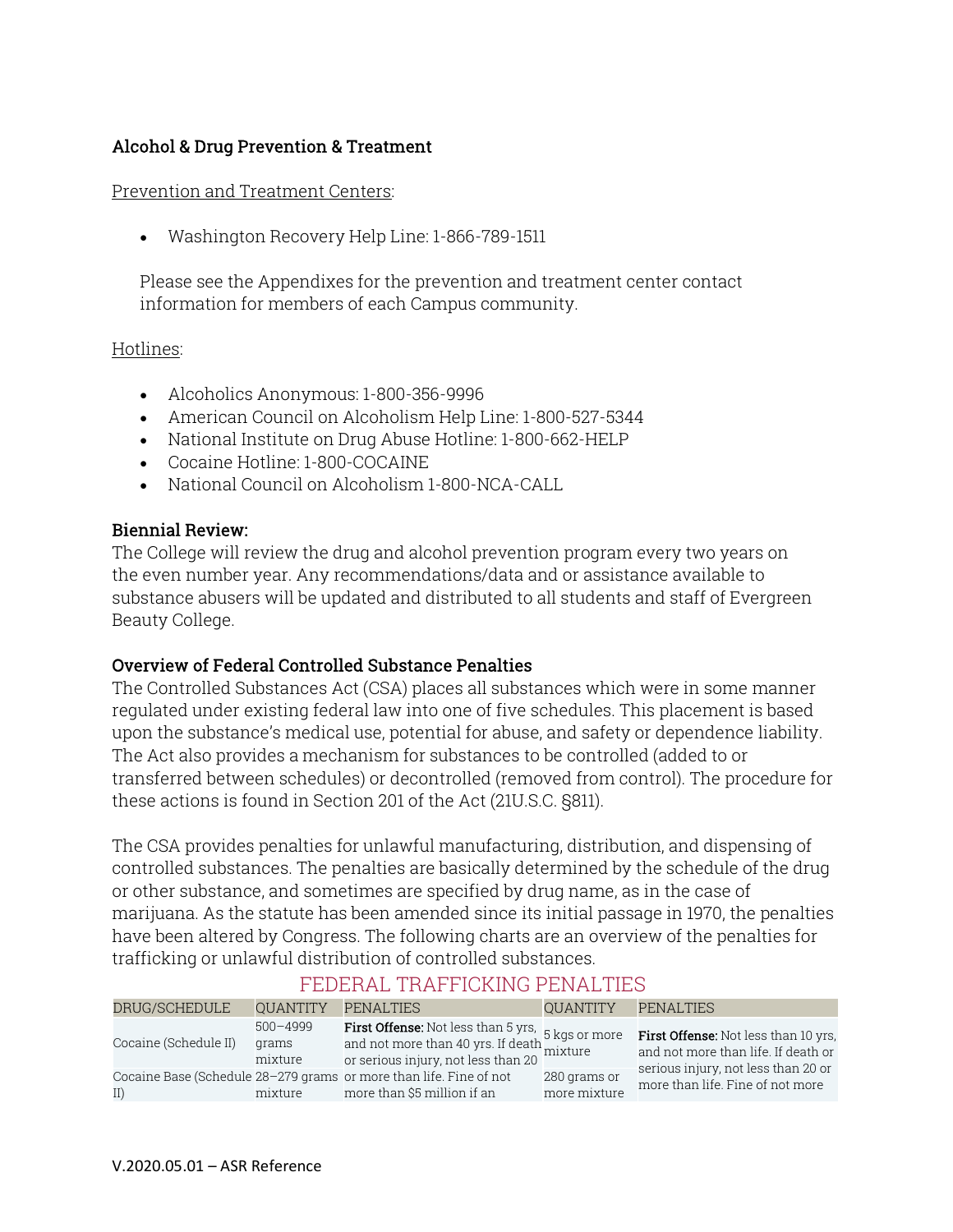### Alcohol & Drug Prevention & Treatment

Prevention and Treatment Centers:

- Washington Recovery Help Line: 1-866-789-1511

Please see the Appendixes for the prevention and treatment center contact information for members of each Campus community.

Hotlines:

- Alcoholics Anonymous: 1-800-356-9996
- American Council on Alcoholism Help Line: 1-800-527-5344
- National Institute on Drug Abuse Hotline: 1-800-662-HELP
- Cocaine Hotline: 1-800-COCAINE
- National Council on Alcoholism 1-800-NCA-CALL

**Biennial Review:**
The College will review the drug and alcohol prevention program every two years on the even number year. Any recommendations/data and or assistance available to substance abusers will be updated and distributed to all students and staff of Evergreen Beauty College.

**Overview of Federal Controlled Substance Penalties**
The Controlled Substances Act (CSA) places all substances which were in some manner regulated under existing federal law into one of five schedules. This placement is based upon the substance's medical use, potential for abuse, and safety or dependence liability. The Act also provides a mechanism for substances to be controlled (added to or transferred between schedules) or decontrolled (removed from control). The procedure for these actions is found in Section 201 of the Act (21U.S.C. §811).

The CSA provides penalties for unlawful manufacturing, distribution, and dispensing of controlled substances. The penalties are basically determined by the schedule of the drug or other substance, and sometimes are specified by drug name, as in the case of marijuana. As the statute has been amended since its initial passage in 1970, the penalties have been altered by Congress. The following charts are an overview of the penalties for trafficking or unlawful distribution of controlled substances.

FEDERAL TRAFFICKING PENALTIES

| DRUG/SCHEDULE | QUANTITY | PENALTIES | QUANTITY | PENALTIES |
|---|---|---|---|---|
| Cocaine (Schedule II) | 500–4999 grams mixture | **First Offense:** Not less than 5 yrs, and not more than 40 yrs. If death or serious injury, not less than 20 or more than life. Fine of not more than $5 million if an | 5 kgs or more mixture | **First Offense:** Not less than 10 yrs, and not more than life. If death or serious injury, not less than 20 or more than life. Fine of not more |
| Cocaine Base (Schedule II) | 28–279 grams mixture | | 280 grams or more mixture | |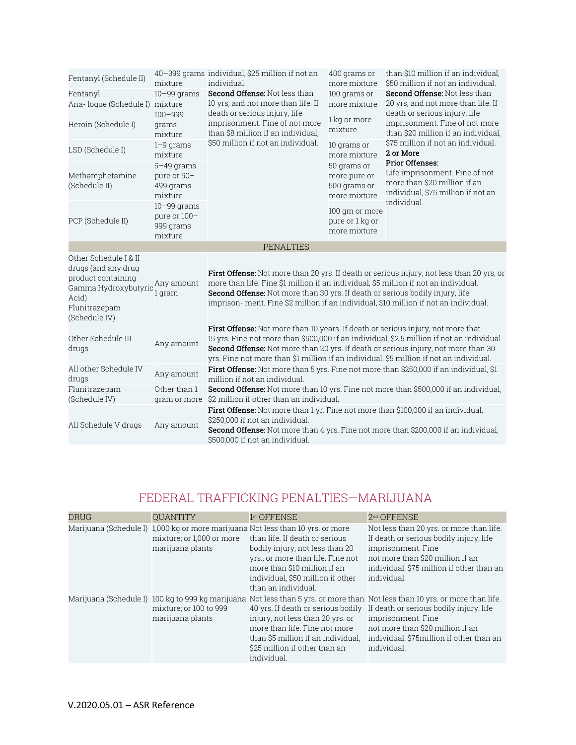| | | | | |
|---|---|---|---|---|
| Fentanyl (Schedule II) | 40–399 grams mixture | individual, $25 million if not an individual. | 400 grams or more mixture | than $10 million if an individual, $50 million if not an individual. |
| Fentanyl Ana- logue (Schedule I) | 10–99 grams mixture | **Second Offense:** Not less than 10 yrs, and not more than life. If death or serious injury, life imprisonment. Fine of not more than $8 million if an individual, $50 million if not an individual. | 100 grams or more mixture | **Second Offense:** Not less than 20 yrs, and not more than life. If death or serious injury, life imprisonment. Fine of not more than $20 million if an individual, $75 million if not an individual. **2 or More Prior Offenses:** Life imprisonment. Fine of not more than $20 million if an individual, $75 million if not an individual. |
| Heroin (Schedule I) | 100–999 grams mixture | | 1 kg or more mixture | |
| LSD (Schedule I) | 1–9 grams mixture | | 10 grams or more mixture | |
| Methamphetamine (Schedule II) | 5–49 grams pure or 50–499 grams mixture | | 50 grams or more pure or 500 grams or more mixture | |
| PCP (Schedule II) | 10–99 grams pure or 100–999 grams mixture | | 100 gm or more pure or 1 kg or more mixture | |

**PENALTIES**

| | | |
|---|---|---|
| Other Schedule I & II drugs (and any drug product containing Gamma Hydroxybutyric Acid) Flunitrazepam (Schedule IV) | Any amount 1 gram | **First Offense:** Not more than 20 yrs. If death or serious injury, not less than 20 yrs, or more than life. Fine $1 million if an individual, $5 million if not an individual. **Second Offense:** Not more than 30 yrs. If death or serious bodily injury, life imprison- ment. Fine $2 million if an individual, $10 million if not an individual. |
| Other Schedule III drugs | Any amount | **First Offense:** Not more than 10 years. If death or serious injury, not more that 15 yrs. Fine not more than $500,000 if an individual, $2.5 million if not an individual. **Second Offense:** Not more than 20 yrs. If death or serious injury, not more than 30 yrs. Fine not more than $1 million if an individual, $5 million if not an individual. |
| All other Schedule IV drugs | Any amount | **First Offense:** Not more than 5 yrs. Fine not more than $250,000 if an individual, $1 million if not an individual. |
| Flunitrazepam (Schedule IV) | Other than 1 gram or more | **Second Offense:** Not more than 10 yrs. Fine not more than $500,000 if an individual, $2 million if other than an individual. |
| All Schedule V drugs | Any amount | **First Offense:** Not more than 1 yr. Fine not more than $100,000 if an individual, $250,000 if not an individual. **Second Offense:** Not more than 4 yrs. Fine not more than $200,000 if an individual, $500,000 if not an individual. |

## FEDERAL TRAFFICKING PENALTIES—MARIJUANA

| DRUG | QUANTITY | 1st OFFENSE | 2nd OFFENSE |
|---|---|---|---|
| Marijuana (Schedule I) | 1,000 kg or more marijuana mixture; or 1,000 or more marijuana plants | Not less than 10 yrs. or more than life. If death or serious bodily injury, not less than 20 yrs., or more than life. Fine not more than $10 million if an individual, $50 million if other than an individual. | Not less than 20 yrs. or more than life. If death or serious bodily injury, life imprisonment. Fine not more than $20 million if an individual, $75 million if other than an individual. |
| Marijuana (Schedule I) | 100 kg to 999 kg marijuana mixture; or 100 to 999 marijuana plants | Not less than 5 yrs. or more than 40 yrs. If death or serious bodily injury, not less than 20 yrs. or more than life. Fine not more than $5 million if an individual, $25 million if other than an individual. | Not less than 10 yrs. or more than life. If death or serious bodily injury, life imprisonment. Fine not more than $20 million if an individual, $75million if other than an individual. |

V.2020.05.01 – ASR Reference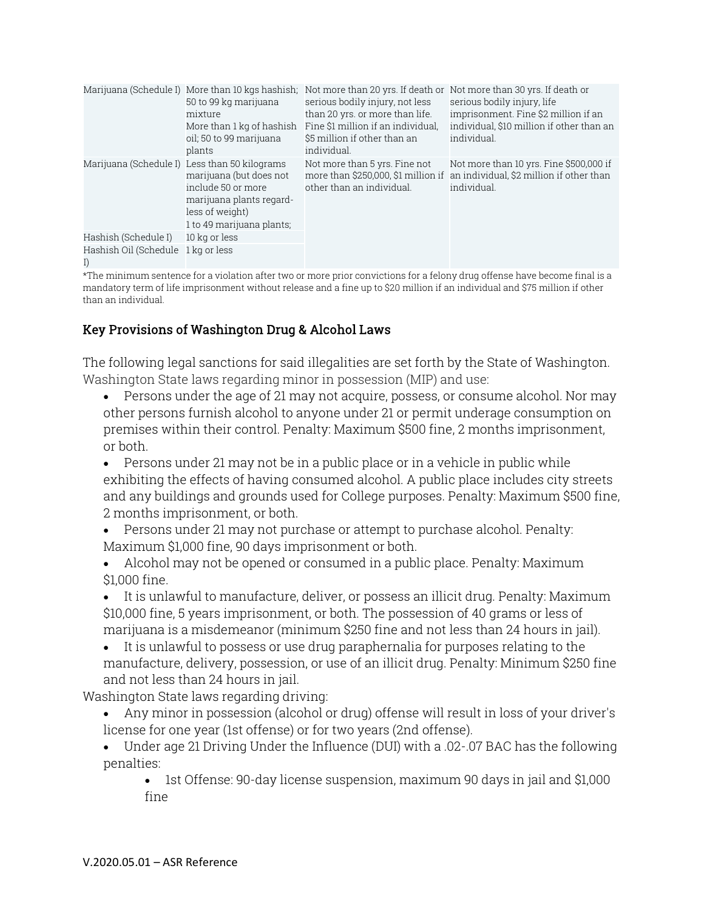| | | | |
|---|---|---|---|
| Marijuana (Schedule I) | More than 10 kgs hashish; 50 to 99 kg marijuana mixture<br>More than 1 kg of hashish oil; 50 to 99 marijuana plants | Not more than 20 yrs. If death or serious bodily injury, not less than 20 yrs. or more than life. Fine $1 million if an individual, $5 million if other than an individual. | Not more than 30 yrs. If death or serious bodily injury, life imprisonment. Fine $2 million if an individual, $10 million if other than an individual. |
| Marijuana (Schedule I) | Less than 50 kilograms marijuana (but does not include 50 or more marijuana plants regard-less of weight)<br>1 to 49 marijuana plants; | Not more than 5 yrs. Fine not more than $250,000, $1 million if other than an individual. | Not more than 10 yrs. Fine $500,000 if an individual, $2 million if other than individual. |
| Hashish (Schedule I) | 10 kg or less | | |
| Hashish Oil (Schedule I) | 1 kg or less | | |

*The minimum sentence for a violation after two or more prior convictions for a felony drug offense have become final is a mandatory term of life imprisonment without release and a fine up to $20 million if an individual and $75 million if other than an individual.

### Key Provisions of Washington Drug & Alcohol Laws

The following legal sanctions for said illegalities are set forth by the State of Washington. Washington State laws regarding minor in possession (MIP) and use:

- Persons under the age of 21 may not acquire, possess, or consume alcohol. Nor may other persons furnish alcohol to anyone under 21 or permit underage consumption on premises within their control. Penalty: Maximum $500 fine, 2 months imprisonment, or both.
- Persons under 21 may not be in a public place or in a vehicle in public while exhibiting the effects of having consumed alcohol. A public place includes city streets and any buildings and grounds used for College purposes. Penalty: Maximum $500 fine, 2 months imprisonment, or both.
- Persons under 21 may not purchase or attempt to purchase alcohol. Penalty: Maximum $1,000 fine, 90 days imprisonment or both.
- Alcohol may not be opened or consumed in a public place. Penalty: Maximum $1,000 fine.
- It is unlawful to manufacture, deliver, or possess an illicit drug. Penalty: Maximum $10,000 fine, 5 years imprisonment, or both. The possession of 40 grams or less of marijuana is a misdemeanor (minimum $250 fine and not less than 24 hours in jail).
- It is unlawful to possess or use drug paraphernalia for purposes relating to the manufacture, delivery, possession, or use of an illicit drug. Penalty: Minimum $250 fine and not less than 24 hours in jail.

Washington State laws regarding driving:

- Any minor in possession (alcohol or drug) offense will result in loss of your driver's license for one year (1st offense) or for two years (2nd offense).
- Under age 21 Driving Under the Influence (DUI) with a .02-.07 BAC has the following penalties:
  - 1st Offense: 90-day license suspension, maximum 90 days in jail and $1,000 fine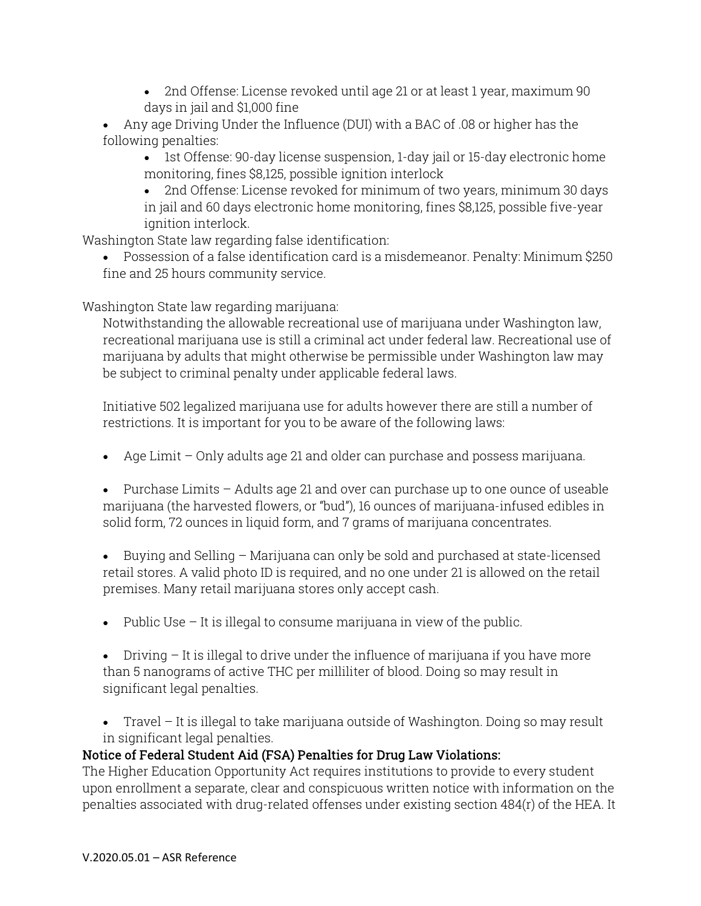- 2nd Offense: License revoked until age 21 or at least 1 year, maximum 90 days in jail and $1,000 fine
- Any age Driving Under the Influence (DUI) with a BAC of .08 or higher has the following penalties:
    - 1st Offense: 90-day license suspension, 1-day jail or 15-day electronic home monitoring, fines $8,125, possible ignition interlock
    - 2nd Offense: License revoked for minimum of two years, minimum 30 days in jail and 60 days electronic home monitoring, fines $8,125, possible five-year ignition interlock.

Washington State law regarding false identification:

- Possession of a false identification card is a misdemeanor. Penalty: Minimum $250 fine and 25 hours community service.

Washington State law regarding marijuana:

Notwithstanding the allowable recreational use of marijuana under Washington law, recreational marijuana use is still a criminal act under federal law. Recreational use of marijuana by adults that might otherwise be permissible under Washington law may be subject to criminal penalty under applicable federal laws.

Initiative 502 legalized marijuana use for adults however there are still a number of restrictions. It is important for you to be aware of the following laws:

- Age Limit – Only adults age 21 and older can purchase and possess marijuana.
- Purchase Limits – Adults age 21 and over can purchase up to one ounce of useable marijuana (the harvested flowers, or "bud"), 16 ounces of marijuana-infused edibles in solid form, 72 ounces in liquid form, and 7 grams of marijuana concentrates.
- Buying and Selling – Marijuana can only be sold and purchased at state-licensed retail stores. A valid photo ID is required, and no one under 21 is allowed on the retail premises. Many retail marijuana stores only accept cash.
- Public Use – It is illegal to consume marijuana in view of the public.
- Driving – It is illegal to drive under the influence of marijuana if you have more than 5 nanograms of active THC per milliliter of blood. Doing so may result in significant legal penalties.
- Travel – It is illegal to take marijuana outside of Washington. Doing so may result in significant legal penalties.

**Notice of Federal Student Aid (FSA) Penalties for Drug Law Violations:**

The Higher Education Opportunity Act requires institutions to provide to every student upon enrollment a separate, clear and conspicuous written notice with information on the penalties associated with drug-related offenses under existing section 484(r) of the HEA. It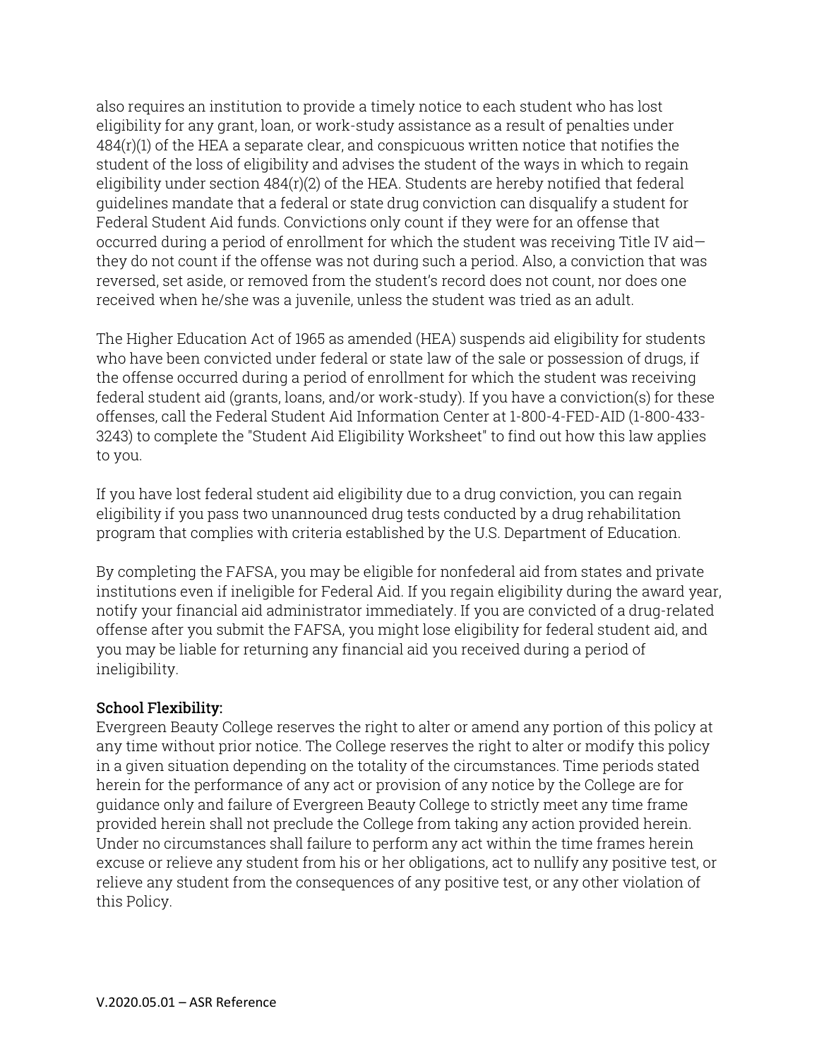also requires an institution to provide a timely notice to each student who has lost eligibility for any grant, loan, or work-study assistance as a result of penalties under 484(r)(1) of the HEA a separate clear, and conspicuous written notice that notifies the student of the loss of eligibility and advises the student of the ways in which to regain eligibility under section 484(r)(2) of the HEA. Students are hereby notified that federal guidelines mandate that a federal or state drug conviction can disqualify a student for Federal Student Aid funds. Convictions only count if they were for an offense that occurred during a period of enrollment for which the student was receiving Title IV aid—they do not count if the offense was not during such a period. Also, a conviction that was reversed, set aside, or removed from the student's record does not count, nor does one received when he/she was a juvenile, unless the student was tried as an adult.

The Higher Education Act of 1965 as amended (HEA) suspends aid eligibility for students who have been convicted under federal or state law of the sale or possession of drugs, if the offense occurred during a period of enrollment for which the student was receiving federal student aid (grants, loans, and/or work-study). If you have a conviction(s) for these offenses, call the Federal Student Aid Information Center at 1-800-4-FED-AID (1-800-433-3243) to complete the "Student Aid Eligibility Worksheet" to find out how this law applies to you.

If you have lost federal student aid eligibility due to a drug conviction, you can regain eligibility if you pass two unannounced drug tests conducted by a drug rehabilitation program that complies with criteria established by the U.S. Department of Education.

By completing the FAFSA, you may be eligible for nonfederal aid from states and private institutions even if ineligible for Federal Aid. If you regain eligibility during the award year, notify your financial aid administrator immediately. If you are convicted of a drug-related offense after you submit the FAFSA, you might lose eligibility for federal student aid, and you may be liable for returning any financial aid you received during a period of ineligibility.

**School Flexibility:**
Evergreen Beauty College reserves the right to alter or amend any portion of this policy at any time without prior notice. The College reserves the right to alter or modify this policy in a given situation depending on the totality of the circumstances. Time periods stated herein for the performance of any act or provision of any notice by the College are for guidance only and failure of Evergreen Beauty College to strictly meet any time frame provided herein shall not preclude the College from taking any action provided herein. Under no circumstances shall failure to perform any act within the time frames herein excuse or relieve any student from his or her obligations, act to nullify any positive test, or relieve any student from the consequences of any positive test, or any other violation of this Policy.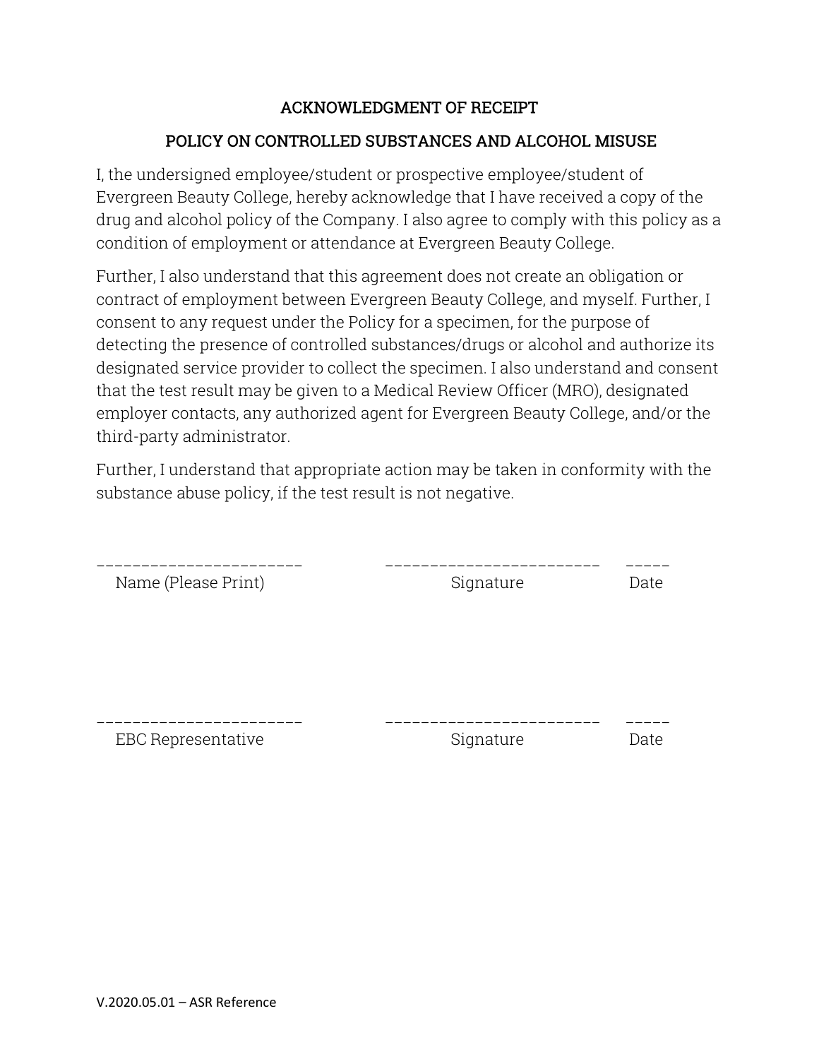## ACKNOWLEDGMENT OF RECEIPT

## POLICY ON CONTROLLED SUBSTANCES AND ALCOHOL MISUSE

I, the undersigned employee/student or prospective employee/student of Evergreen Beauty College, hereby acknowledge that I have received a copy of the drug and alcohol policy of the Company. I also agree to comply with this policy as a condition of employment or attendance at Evergreen Beauty College.

Further, I also understand that this agreement does not create an obligation or contract of employment between Evergreen Beauty College, and myself. Further, I consent to any request under the Policy for a specimen, for the purpose of detecting the presence of controlled substances/drugs or alcohol and authorize its designated service provider to collect the specimen. I also understand and consent that the test result may be given to a Medical Review Officer (MRO), designated employer contacts, any authorized agent for Evergreen Beauty College, and/or the third-party administrator.

Further, I understand that appropriate action may be taken in conformity with the substance abuse policy, if the test result is not negative.

| | | |
|---|---|---|
| ______________________ | ______________________ | _____ |
| Name (Please Print) | Signature | Date |
| ______________________ | ______________________ | _____ |
| EBC Representative | Signature | Date |

V.2020.05.01 – ASR Reference